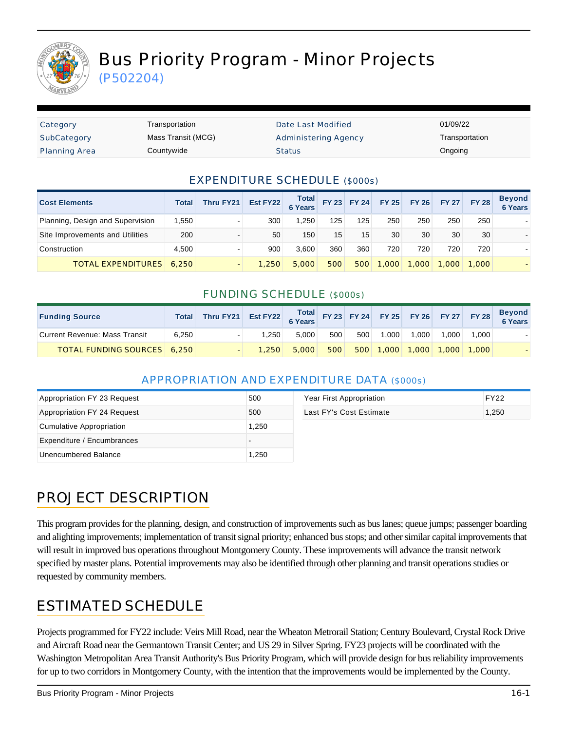# Bus Priority Program - Minor Projects

(P502204)

| Category | Transportation | Date Last Modified | 01/09/22 |
|---|---|---|---|
| SubCategory | Mass Transit (MCG) | Administering Agency | Transportation |
| Planning Area | Countywide | Status | Ongoing |

## EXPENDITURE SCHEDULE ($000s)

| Cost Elements | Total | Thru FY21 | Est FY22 | Total 6 Years | FY 23 | FY 24 | FY 25 | FY 26 | FY 27 | FY 28 | Beyond 6 Years |
|---|---|---|---|---|---|---|---|---|---|---|---|
| Planning, Design and Supervision | 1,550 | - | 300 | 1,250 | 125 | 125 | 250 | 250 | 250 | 250 | - |
| Site Improvements and Utilities | 200 | - | 50 | 150 | 15 | 15 | 30 | 30 | 30 | 30 | - |
| Construction | 4,500 | - | 900 | 3,600 | 360 | 360 | 720 | 720 | 720 | 720 | - |
| TOTAL EXPENDITURES | 6,250 | - | 1,250 | 5,000 | 500 | 500 | 1,000 | 1,000 | 1,000 | 1,000 | - |

## FUNDING SCHEDULE ($000s)

| Funding Source | Total | Thru FY21 | Est FY22 | Total 6 Years | FY 23 | FY 24 | FY 25 | FY 26 | FY 27 | FY 28 | Beyond 6 Years |
|---|---|---|---|---|---|---|---|---|---|---|---|
| Current Revenue: Mass Transit | 6,250 | - | 1,250 | 5,000 | 500 | 500 | 1,000 | 1,000 | 1,000 | 1,000 | - |
| TOTAL FUNDING SOURCES | 6,250 | - | 1,250 | 5,000 | 500 | 500 | 1,000 | 1,000 | 1,000 | 1,000 | - |

## APPROPRIATION AND EXPENDITURE DATA ($000s)

| | |
|---|---|
| Appropriation FY 23 Request | 500 |
| Appropriation FY 24 Request | 500 |
| Cumulative Appropriation | 1,250 |
| Expenditure / Encumbrances | - |
| Unencumbered Balance | 1,250 |

| | |
|---|---|
| Year First Appropriation | FY22 |
| Last FY's Cost Estimate | 1,250 |

## PROJECT DESCRIPTION

This program provides for the planning, design, and construction of improvements such as bus lanes; queue jumps; passenger boarding and alighting improvements; implementation of transit signal priority; enhanced bus stops; and other similar capital improvements that will result in improved bus operations throughout Montgomery County. These improvements will advance the transit network specified by master plans. Potential improvements may also be identified through other planning and transit operations studies or requested by community members.

## ESTIMATED SCHEDULE

Projects programmed for FY22 include: Veirs Mill Road, near the Wheaton Metrorail Station; Century Boulevard, Crystal Rock Drive and Aircraft Road near the Germantown Transit Center; and US 29 in Silver Spring. FY23 projects will be coordinated with the Washington Metropolitan Area Transit Authority's Bus Priority Program, which will provide design for bus reliability improvements for up to two corridors in Montgomery County, with the intention that the improvements would be implemented by the County.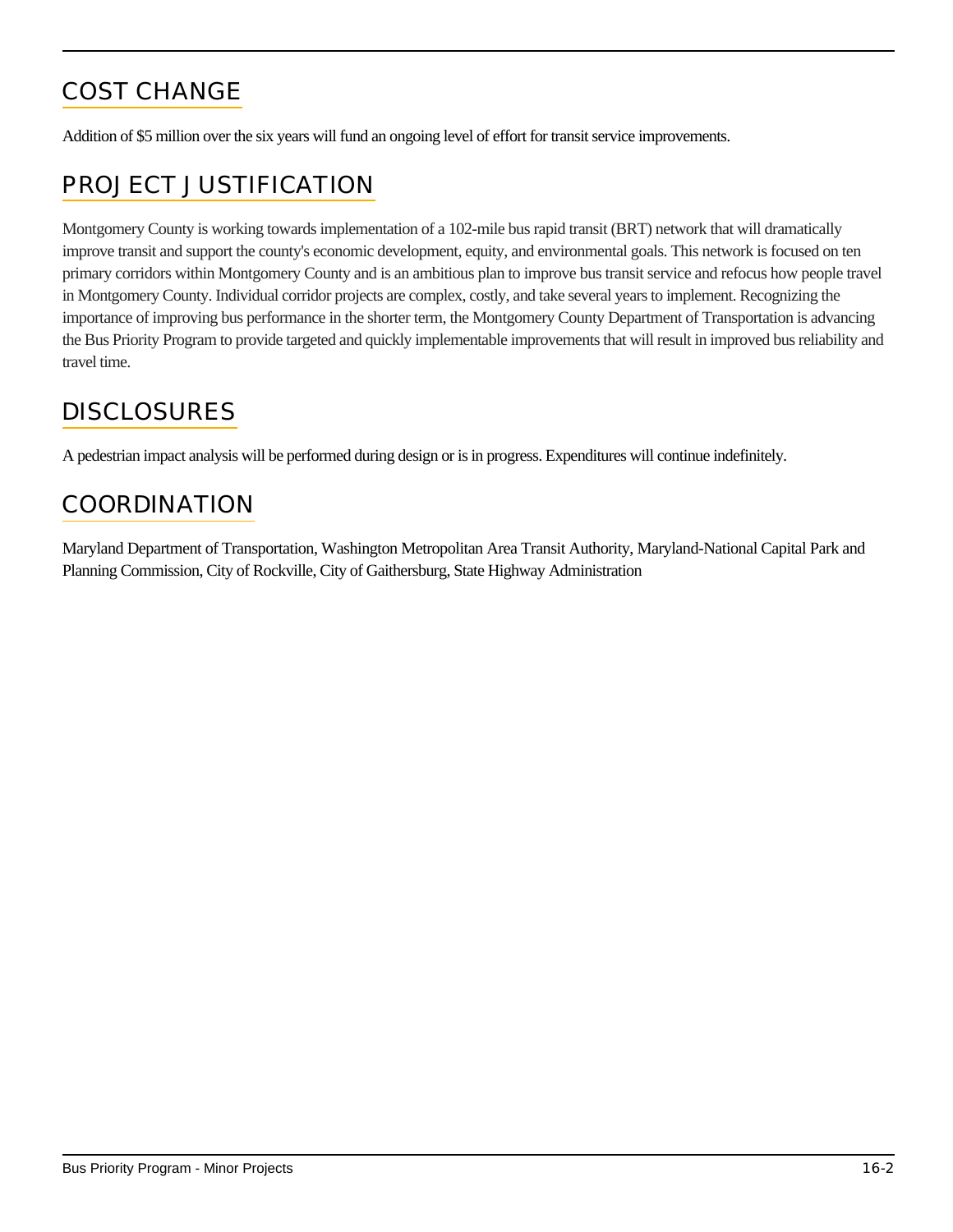## COST CHANGE

Addition of $5 million over the six years will fund an ongoing level of effort for transit service improvements.

## PROJECT JUSTIFICATION

Montgomery County is working towards implementation of a 102-mile bus rapid transit (BRT) network that will dramatically improve transit and support the county's economic development, equity, and environmental goals. This network is focused on ten primary corridors within Montgomery County and is an ambitious plan to improve bus transit service and refocus how people travel in Montgomery County. Individual corridor projects are complex, costly, and take several years to implement. Recognizing the importance of improving bus performance in the shorter term, the Montgomery County Department of Transportation is advancing the Bus Priority Program to provide targeted and quickly implementable improvements that will result in improved bus reliability and travel time.

## DISCLOSURES

A pedestrian impact analysis will be performed during design or is in progress. Expenditures will continue indefinitely.

## COORDINATION

Maryland Department of Transportation, Washington Metropolitan Area Transit Authority, Maryland-National Capital Park and Planning Commission, City of Rockville, City of Gaithersburg, State Highway Administration